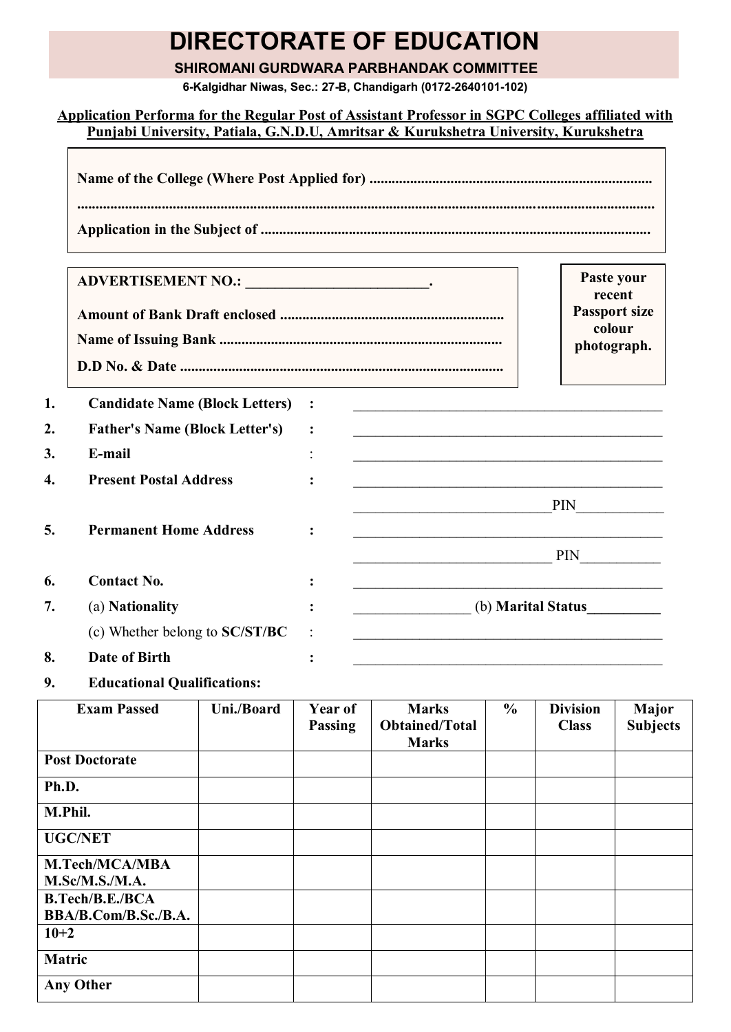# DIRECTORATE OF EDUCATION

## SHIROMANI GURDWARA PARBHANDAK COMMITTEE

6-Kalgidhar Niwas, Sec.: 27-B, Chandigarh (0172-2640101-102)

**Application Performa for the Regular Post of Assistant Professor in SGPC Colleges affiliated with Punjabi University, Patiala, G.N.D.U, Amritsar & Kurukshetra University, Kurukshetra**

**Name of the College (Where Post Applied for)** ............................................................................

..........................................................................................................................................................

**Application in the Subject of** ........................................................................................................

**ADVERTISEMENT NO.:** _________________________.

**Amount of Bank Draft enclosed** ............................................................

**Name of Issuing Bank** ............................................................................

**D.D No. & Date** .......................................................................................

**Paste your recent Passport size colour photograph.**

1. **Candidate Name (Block Letters)** : _____________________________________________
2. **Father's Name (Block Letter's)** : _____________________________________________
3. **E-mail** : _____________________________________________
4. **Present Postal Address** : _____________________________________________
   ___________________________PIN___________
5. **Permanent Home Address** : _____________________________________________
   ___________________________ PIN___________
6. **Contact No.** : _____________________________________________
7. (a) **Nationality** : ________________ (b) **Marital Status**__________
   (c) Whether belong to **SC/ST/BC** : _____________________________________________
8. **Date of Birth** : _____________________________________________
9. **Educational Qualifications:**

| Exam Passed | Uni./Board | Year of Passing | Marks Obtained/Total Marks | % | Division Class | Major Subjects |
|---|---|---|---|---|---|---|
| Post Doctorate | | | | | | |
| Ph.D. | | | | | | |
| M.Phil. | | | | | | |
| UGC/NET | | | | | | |
| M.Tech/MCA/MBA M.Sc/M.S./M.A. | | | | | | |
| B.Tech/B.E./BCA BBA/B.Com/B.Sc./B.A. | | | | | | |
| 10+2 | | | | | | |
| Matric | | | | | | |
| Any Other | | | | | | |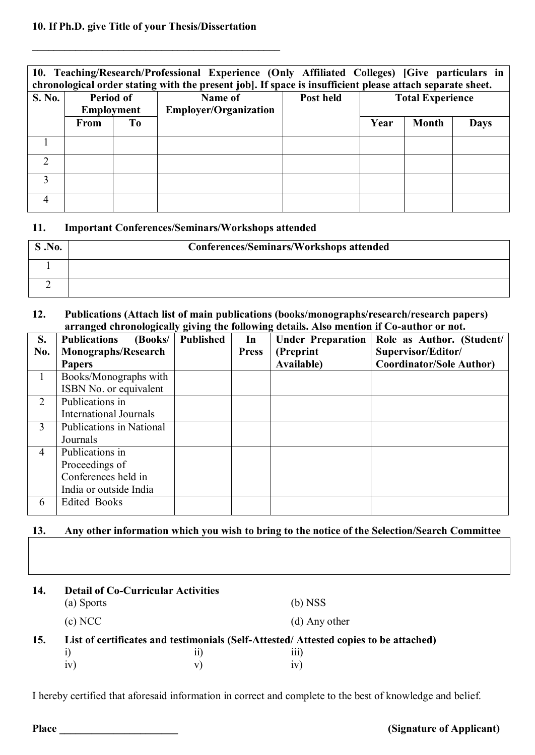**10. If Ph.D. give Title of your Thesis/Dissertation**

\_\_\_\_\_\_\_\_\_\_\_\_\_\_\_\_\_\_\_\_\_\_\_\_\_\_\_\_\_\_\_\_\_\_\_\_\_\_\_\_\_\_\_\_\_\_\_\_

**10. Teaching/Research/Professional Experience (Only Affiliated Colleges) [Give particulars in chronological order stating with the present job]. If space is insufficient please attach separate sheet.**

| S. No. | Period of Employment | | Name of Employer/Organization | Post held | Total Experience | | |
|---|---|---|---|---|---|---|---|
| | From | To | | | Year | Month | Days |
| 1 | | | | | | | |
| 2 | | | | | | | |
| 3 | | | | | | | |
| 4 | | | | | | | |

**11. Important Conferences/Seminars/Workshops attended**

| S .No. | Conferences/Seminars/Workshops attended |
|---|---|
| 1 | |
| 2 | |

**12. Publications (Attach list of main publications (books/monographs/research/research papers) arranged chronologically giving the following details. Also mention if Co-author or not.**

| S. No. | Publications (Books/ Monographs/Research Papers | Published | In Press | Under Preparation (Preprint Available) | Role as Author. (Student/ Supervisor/Editor/ Coordinator/Sole Author) |
|---|---|---|---|---|---|
| 1 | Books/Monographs with ISBN No. or equivalent | | | | |
| 2 | Publications in International Journals | | | | |
| 3 | Publications in National Journals | | | | |
| 4 | Publications in Proceedings of Conferences held in India or outside India | | | | |
| 6 | Edited Books | | | | |

**13. Any other information which you wish to bring to the notice of the Selection/Search Committee**

**14. Detail of Co-Curricular Activities**

(a) Sports (b) NSS

(c) NCC (d) Any other

**15. List of certificates and testimonials (Self-Attested/ Attested copies to be attached)**

i) ii) iii)

iv) v) iv)

I hereby certified that aforesaid information in correct and complete to the best of knowledge and belief.

**Place** \_\_\_\_\_\_\_\_\_\_\_\_\_\_\_\_\_\_\_\_\_\_\_ **(Signature of Applicant)**